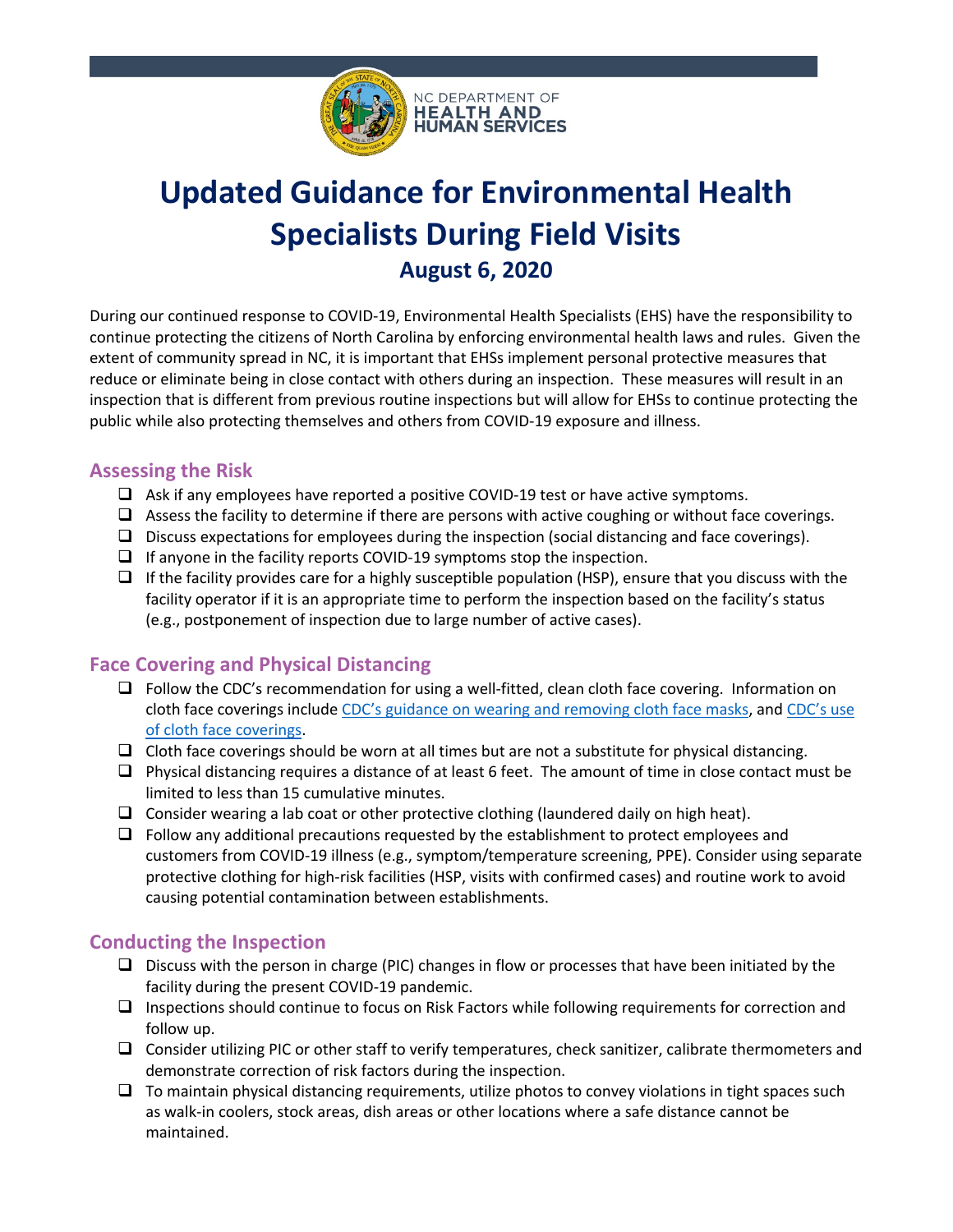NC DEPARTMENT OF HEALTH AND HUMAN SERVICES

# Updated Guidance for Environmental Health Specialists During Field Visits

## August 6, 2020

During our continued response to COVID-19, Environmental Health Specialists (EHS) have the responsibility to continue protecting the citizens of North Carolina by enforcing environmental health laws and rules. Given the extent of community spread in NC, it is important that EHSs implement personal protective measures that reduce or eliminate being in close contact with others during an inspection. These measures will result in an inspection that is different from previous routine inspections but will allow for EHSs to continue protecting the public while also protecting themselves and others from COVID-19 exposure and illness.

### Assessing the Risk

- ☐ Ask if any employees have reported a positive COVID-19 test or have active symptoms.
- ☐ Assess the facility to determine if there are persons with active coughing or without face coverings.
- ☐ Discuss expectations for employees during the inspection (social distancing and face coverings).
- ☐ If anyone in the facility reports COVID-19 symptoms stop the inspection.
- ☐ If the facility provides care for a highly susceptible population (HSP), ensure that you discuss with the facility operator if it is an appropriate time to perform the inspection based on the facility's status (e.g., postponement of inspection due to large number of active cases).

### Face Covering and Physical Distancing

- ☐ Follow the CDC's recommendation for using a well-fitted, clean cloth face covering. Information on cloth face coverings include CDC's guidance on wearing and removing cloth face masks, and CDC's use of cloth face coverings.
- ☐ Cloth face coverings should be worn at all times but are not a substitute for physical distancing.
- ☐ Physical distancing requires a distance of at least 6 feet. The amount of time in close contact must be limited to less than 15 cumulative minutes.
- ☐ Consider wearing a lab coat or other protective clothing (laundered daily on high heat).
- ☐ Follow any additional precautions requested by the establishment to protect employees and customers from COVID-19 illness (e.g., symptom/temperature screening, PPE). Consider using separate protective clothing for high-risk facilities (HSP, visits with confirmed cases) and routine work to avoid causing potential contamination between establishments.

### Conducting the Inspection

- ☐ Discuss with the person in charge (PIC) changes in flow or processes that have been initiated by the facility during the present COVID-19 pandemic.
- ☐ Inspections should continue to focus on Risk Factors while following requirements for correction and follow up.
- ☐ Consider utilizing PIC or other staff to verify temperatures, check sanitizer, calibrate thermometers and demonstrate correction of risk factors during the inspection.
- ☐ To maintain physical distancing requirements, utilize photos to convey violations in tight spaces such as walk-in coolers, stock areas, dish areas or other locations where a safe distance cannot be maintained.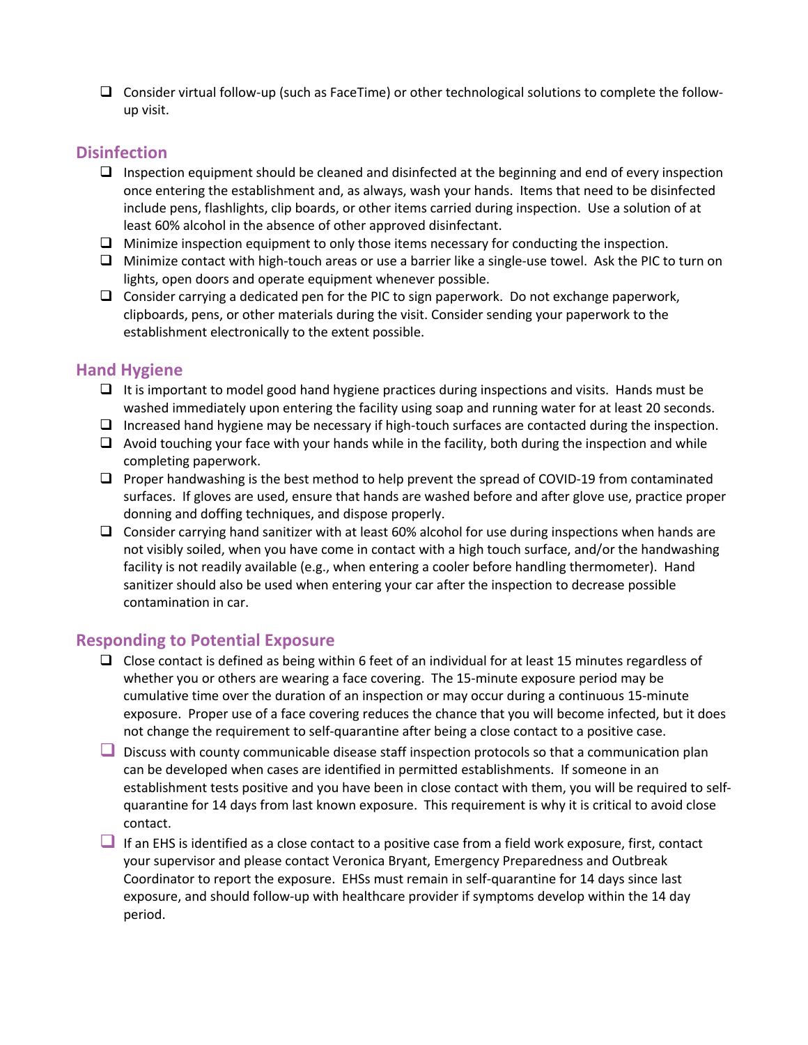- [ ] Consider virtual follow-up (such as FaceTime) or other technological solutions to complete the follow-up visit.

## Disinfection

- [ ] Inspection equipment should be cleaned and disinfected at the beginning and end of every inspection once entering the establishment and, as always, wash your hands. Items that need to be disinfected include pens, flashlights, clip boards, or other items carried during inspection. Use a solution of at least 60% alcohol in the absence of other approved disinfectant.
- [ ] Minimize inspection equipment to only those items necessary for conducting the inspection.
- [ ] Minimize contact with high-touch areas or use a barrier like a single-use towel. Ask the PIC to turn on lights, open doors and operate equipment whenever possible.
- [ ] Consider carrying a dedicated pen for the PIC to sign paperwork. Do not exchange paperwork, clipboards, pens, or other materials during the visit. Consider sending your paperwork to the establishment electronically to the extent possible.

## Hand Hygiene

- [ ] It is important to model good hand hygiene practices during inspections and visits. Hands must be washed immediately upon entering the facility using soap and running water for at least 20 seconds.
- [ ] Increased hand hygiene may be necessary if high-touch surfaces are contacted during the inspection.
- [ ] Avoid touching your face with your hands while in the facility, both during the inspection and while completing paperwork.
- [ ] Proper handwashing is the best method to help prevent the spread of COVID-19 from contaminated surfaces. If gloves are used, ensure that hands are washed before and after glove use, practice proper donning and doffing techniques, and dispose properly.
- [ ] Consider carrying hand sanitizer with at least 60% alcohol for use during inspections when hands are not visibly soiled, when you have come in contact with a high touch surface, and/or the handwashing facility is not readily available (e.g., when entering a cooler before handling thermometer). Hand sanitizer should also be used when entering your car after the inspection to decrease possible contamination in car.

## Responding to Potential Exposure

- [ ] Close contact is defined as being within 6 feet of an individual for at least 15 minutes regardless of whether you or others are wearing a face covering. The 15-minute exposure period may be cumulative time over the duration of an inspection or may occur during a continuous 15-minute exposure. Proper use of a face covering reduces the chance that you will become infected, but it does not change the requirement to self-quarantine after being a close contact to a positive case.
- [ ] Discuss with county communicable disease staff inspection protocols so that a communication plan can be developed when cases are identified in permitted establishments. If someone in an establishment tests positive and you have been in close contact with them, you will be required to self-quarantine for 14 days from last known exposure. This requirement is why it is critical to avoid close contact.
- [ ] If an EHS is identified as a close contact to a positive case from a field work exposure, first, contact your supervisor and please contact Veronica Bryant, Emergency Preparedness and Outbreak Coordinator to report the exposure. EHSs must remain in self-quarantine for 14 days since last exposure, and should follow-up with healthcare provider if symptoms develop within the 14 day period.